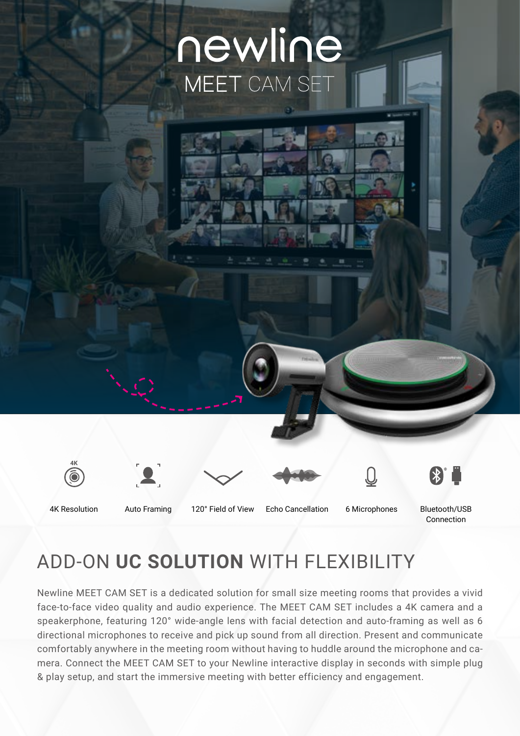# newline
## MEET CAM SET

4K Resolution

Auto Framing

120° Field of View

Echo Cancellation

6 Microphones

Bluetooth/USB Connection

## ADD-ON **UC SOLUTION** WITH FLEXIBILITY

Newline MEET CAM SET is a dedicated solution for small size meeting rooms that provides a vivid face-to-face video quality and audio experience. The MEET CAM SET includes a 4K camera and a speakerphone, featuring 120° wide-angle lens with facial detection and auto-framing as well as 6 directional microphones to receive and pick up sound from all direction. Present and communicate comfortably anywhere in the meeting room without having to huddle around the microphone and camera. Connect the MEET CAM SET to your Newline interactive display in seconds with simple plug & play setup, and start the immersive meeting with better efficiency and engagement.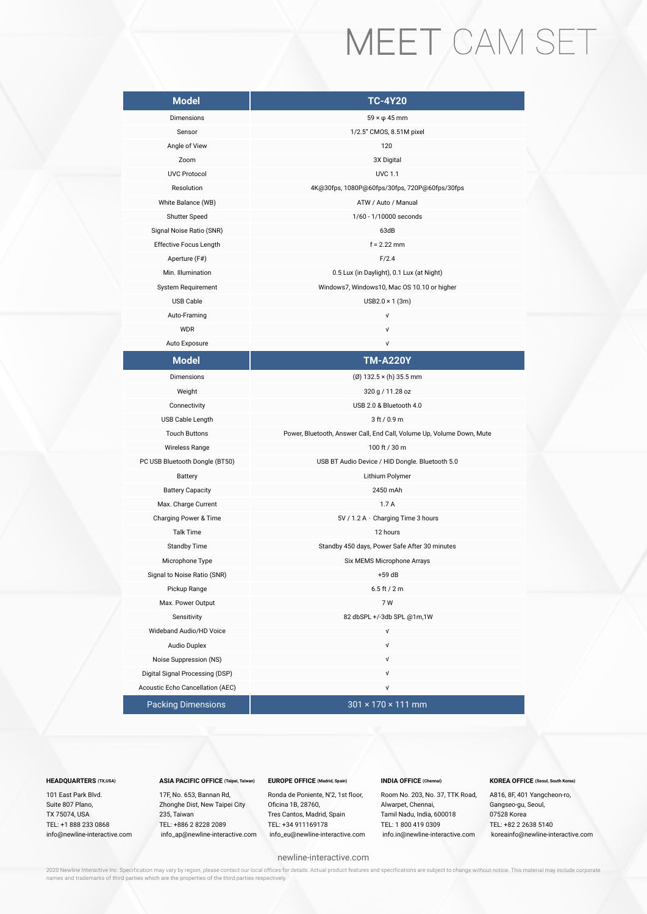# MEET CAM SET

| Model | TC-4Y20 |
| --- | --- |
| Dimensions | 59 × φ 45 mm |
| Sensor | 1/2.5" CMOS, 8.51M pixel |
| Angle of View | 120 |
| Zoom | 3X Digital |
| UVC Protocol | UVC 1.1 |
| Resolution | 4K@30fps, 1080P@60fps/30fps, 720P@60fps/30fps |
| White Balance (WB) | ATW / Auto / Manual |
| Shutter Speed | 1/60 - 1/10000 seconds |
| Signal Noise Ratio (SNR) | 63dB |
| Effective Focus Length | f = 2.22 mm |
| Aperture (F#) | F/2.4 |
| Min. Illumination | 0.5 Lux (in Daylight), 0.1 Lux (at Night) |
| System Requirement | Windows7, Windows10, Mac OS 10.10 or higher |
| USB Cable | USB2.0 × 1 (3m) |
| Auto-Framing | √ |
| WDR | √ |
| Auto Exposure | √ |
| **Model** | **TM-A220Y** |
| Dimensions | (Ø) 132.5 × (h) 35.5 mm |
| Weight | 320 g / 11.28 oz |
| Connectivity | USB 2.0 & Bluetooth 4.0 |
| USB Cable Length | 3 ft / 0.9 m |
| Touch Buttons | Power, Bluetooth, Answer Call, End Call, Volume Up, Volume Down, Mute |
| Wireless Range | 100 ft / 30 m |
| PC USB Bluetooth Dongle (BT50) | USB BT Audio Device / HID Dongle. Bluetooth 5.0 |
| Battery | Lithium Polymer |
| Battery Capacity | 2450 mAh |
| Max. Charge Current | 1.7 A |
| Charging Power & Time | 5V / 1.2 A · Charging Time 3 hours |
| Talk Time | 12 hours |
| Standby Time | Standby 450 days, Power Safe After 30 minutes |
| Microphone Type | Six MEMS Microphone Arrays |
| Signal to Noise Ratio (SNR) | +59 dB |
| Pickup Range | 6.5 ft / 2 m |
| Max. Power Output | 7 W |
| Sensitivity | 82 dbSPL +/-3db SPL @1m,1W |
| Wideband Audio/HD Voice | √ |
| Audio Duplex | √ |
| Noise Suppression (NS) | √ |
| Digital Signal Processing (DSP) | √ |
| Acoustic Echo Cancellation (AEC) | √ |
| Packing Dimensions | 301 × 170 × 111 mm |

**HEADQUARTERS (TX,USA)**
101 East Park Blvd.
Suite 807 Plano,
TX 75074, USA
TEL: +1 888 233 0868
info@newline-interactive.com

**ASIA PACIFIC OFFICE (Taipei, Taiwan)**
17F, No. 653, Bannan Rd,
Zhonghe Dist, New Taipei City
235, Taiwan
TEL: +886 2 8228 2089
info_ap@newline-interactive.com

**EUROPE OFFICE (Madrid, Spain)**
Ronda de Poniente, N'2, 1st floor,
Oficina 1B, 28760,
Tres Cantos, Madrid, Spain
TEL: +34 911169178
info_eu@newline-interactive.com

**INDIA OFFICE (Chennai)**
Room No. 203, No. 37, TTK Road,
Alwarpet, Chennai,
Tamil Nadu, India, 600018
TEL: 1 800 419 0309
info.in@newline-interactive.com

**KOREA OFFICE (Seoul, South Korea)**
A816, 8F, 401 Yangcheon-ro,
Gangseo-gu, Seoul,
07528 Korea
TEL: +82 2 2638 5140
koreainfo@newline-interactive.com

newline-interactive.com

2020 Newline Interactive Inc. Specification may vary by region, please contact our local offices for details. Actual product features and specifications are subject to change without notice. This material may include corporate names and trademarks of third parties which are the properties of the third parties respectively.